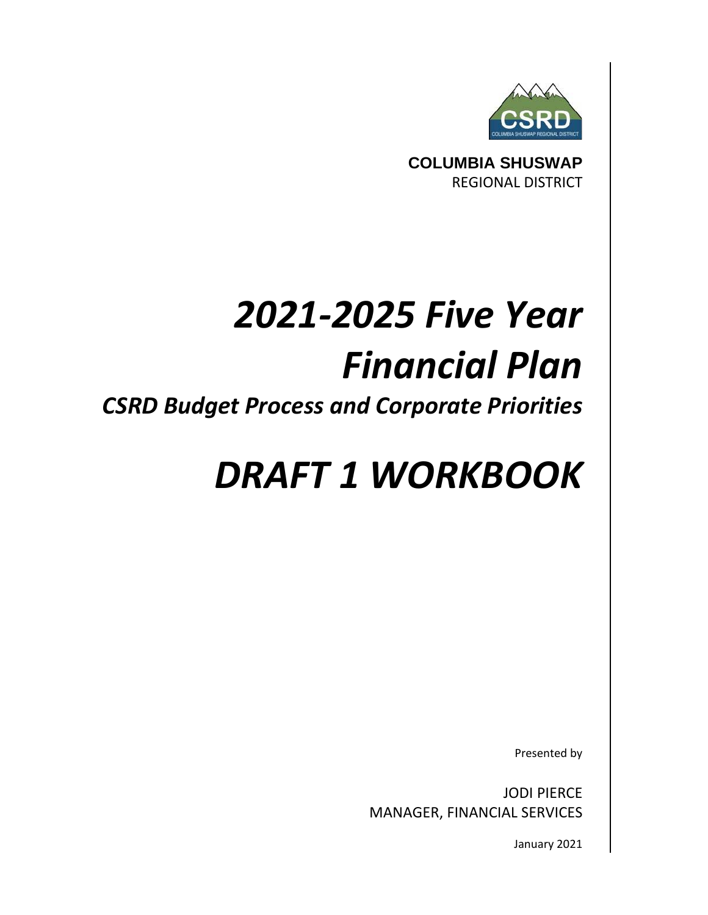COLUMBIA SHUSWAP

REGIONAL DISTRICT

# *2021-2025 Five Year Financial Plan*

## *CSRD Budget Process and Corporate Priorities*

# *DRAFT 1 WORKBOOK*

Presented by

JODI PIERCE
MANAGER, FINANCIAL SERVICES

January 2021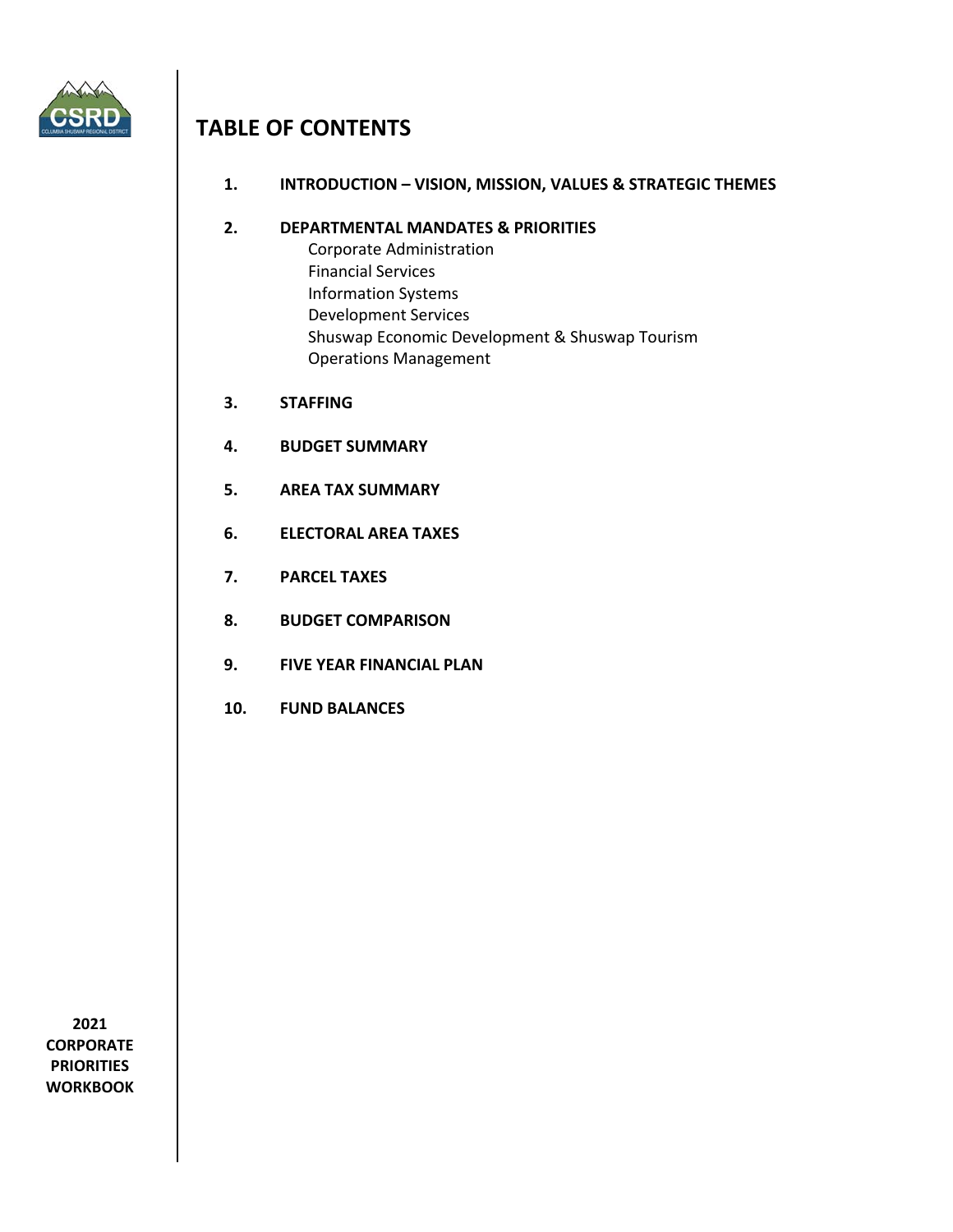# TABLE OF CONTENTS

1. **INTRODUCTION – VISION, MISSION, VALUES & STRATEGIC THEMES**

2. **DEPARTMENTAL MANDATES & PRIORITIES**
   - Corporate Administration
   - Financial Services
   - Information Systems
   - Development Services
   - Shuswap Economic Development & Shuswap Tourism
   - Operations Management

3. **STAFFING**

4. **BUDGET SUMMARY**

5. **AREA TAX SUMMARY**

6. **ELECTORAL AREA TAXES**

7. **PARCEL TAXES**

8. **BUDGET COMPARISON**

9. **FIVE YEAR FINANCIAL PLAN**

10. **FUND BALANCES**

**2021 CORPORATE PRIORITIES WORKBOOK**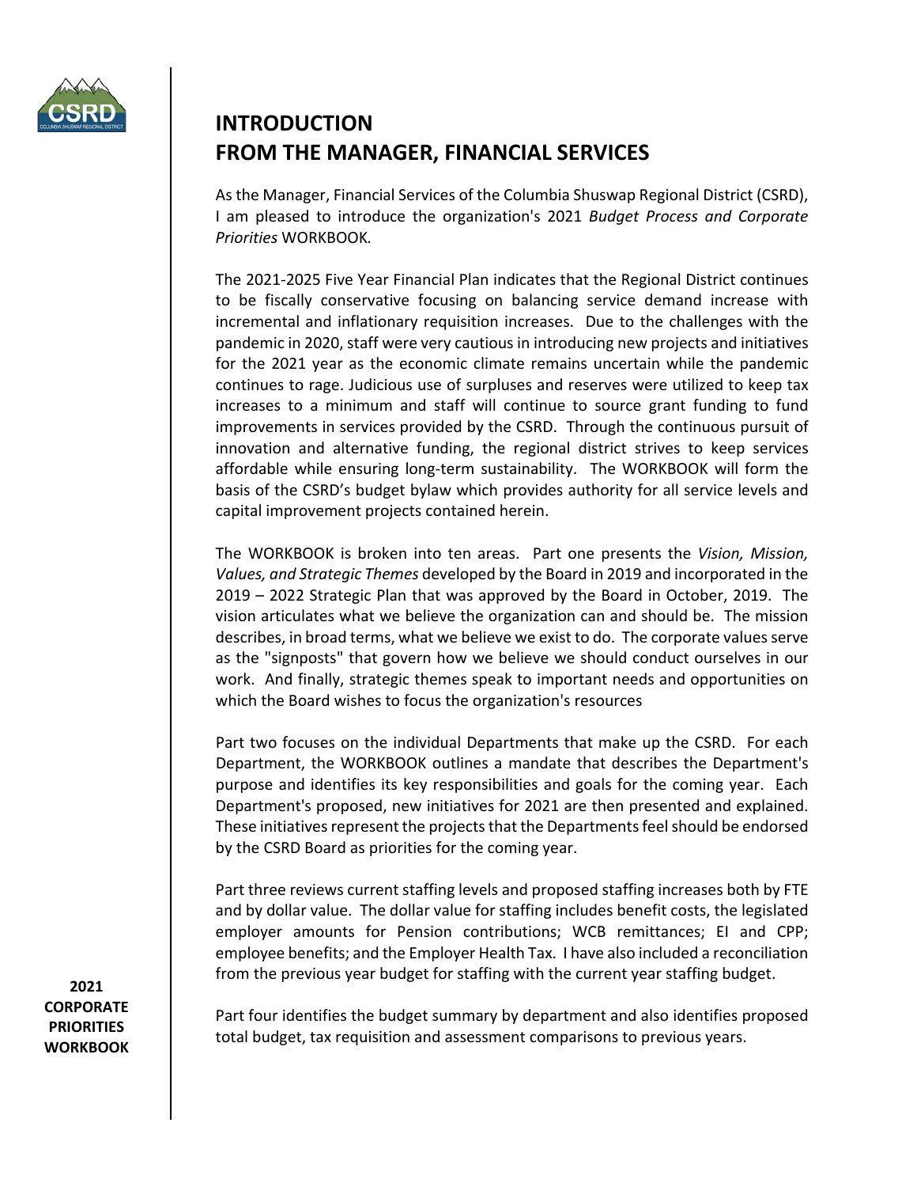# INTRODUCTION
# FROM THE MANAGER, FINANCIAL SERVICES

As the Manager, Financial Services of the Columbia Shuswap Regional District (CSRD), I am pleased to introduce the organization's 2021 *Budget Process and Corporate Priorities* WORKBOOK.

The 2021-2025 Five Year Financial Plan indicates that the Regional District continues to be fiscally conservative focusing on balancing service demand increase with incremental and inflationary requisition increases. Due to the challenges with the pandemic in 2020, staff were very cautious in introducing new projects and initiatives for the 2021 year as the economic climate remains uncertain while the pandemic continues to rage. Judicious use of surpluses and reserves were utilized to keep tax increases to a minimum and staff will continue to source grant funding to fund improvements in services provided by the CSRD. Through the continuous pursuit of innovation and alternative funding, the regional district strives to keep services affordable while ensuring long-term sustainability. The WORKBOOK will form the basis of the CSRD's budget bylaw which provides authority for all service levels and capital improvement projects contained herein.

The WORKBOOK is broken into ten areas. Part one presents the *Vision, Mission, Values, and Strategic Themes* developed by the Board in 2019 and incorporated in the 2019 – 2022 Strategic Plan that was approved by the Board in October, 2019. The vision articulates what we believe the organization can and should be. The mission describes, in broad terms, what we believe we exist to do. The corporate values serve as the "signposts" that govern how we believe we should conduct ourselves in our work. And finally, strategic themes speak to important needs and opportunities on which the Board wishes to focus the organization's resources

Part two focuses on the individual Departments that make up the CSRD. For each Department, the WORKBOOK outlines a mandate that describes the Department's purpose and identifies its key responsibilities and goals for the coming year. Each Department's proposed, new initiatives for 2021 are then presented and explained. These initiatives represent the projects that the Departments feel should be endorsed by the CSRD Board as priorities for the coming year.

Part three reviews current staffing levels and proposed staffing increases both by FTE and by dollar value. The dollar value for staffing includes benefit costs, the legislated employer amounts for Pension contributions; WCB remittances; EI and CPP; employee benefits; and the Employer Health Tax. I have also included a reconciliation from the previous year budget for staffing with the current year staffing budget.

Part four identifies the budget summary by department and also identifies proposed total budget, tax requisition and assessment comparisons to previous years.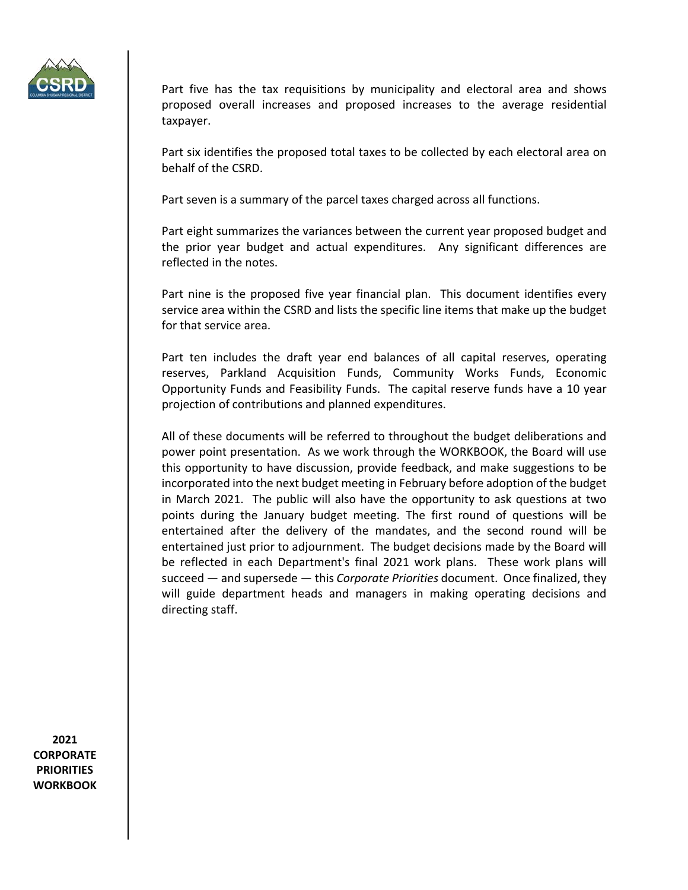Part five has the tax requisitions by municipality and electoral area and shows proposed overall increases and proposed increases to the average residential taxpayer.

Part six identifies the proposed total taxes to be collected by each electoral area on behalf of the CSRD.

Part seven is a summary of the parcel taxes charged across all functions.

Part eight summarizes the variances between the current year proposed budget and the prior year budget and actual expenditures. Any significant differences are reflected in the notes.

Part nine is the proposed five year financial plan. This document identifies every service area within the CSRD and lists the specific line items that make up the budget for that service area.

Part ten includes the draft year end balances of all capital reserves, operating reserves, Parkland Acquisition Funds, Community Works Funds, Economic Opportunity Funds and Feasibility Funds. The capital reserve funds have a 10 year projection of contributions and planned expenditures.

All of these documents will be referred to throughout the budget deliberations and power point presentation. As we work through the WORKBOOK, the Board will use this opportunity to have discussion, provide feedback, and make suggestions to be incorporated into the next budget meeting in February before adoption of the budget in March 2021. The public will also have the opportunity to ask questions at two points during the January budget meeting. The first round of questions will be entertained after the delivery of the mandates, and the second round will be entertained just prior to adjournment. The budget decisions made by the Board will be reflected in each Department's final 2021 work plans. These work plans will succeed — and supersede — this *Corporate Priorities* document. Once finalized, they will guide department heads and managers in making operating decisions and directing staff.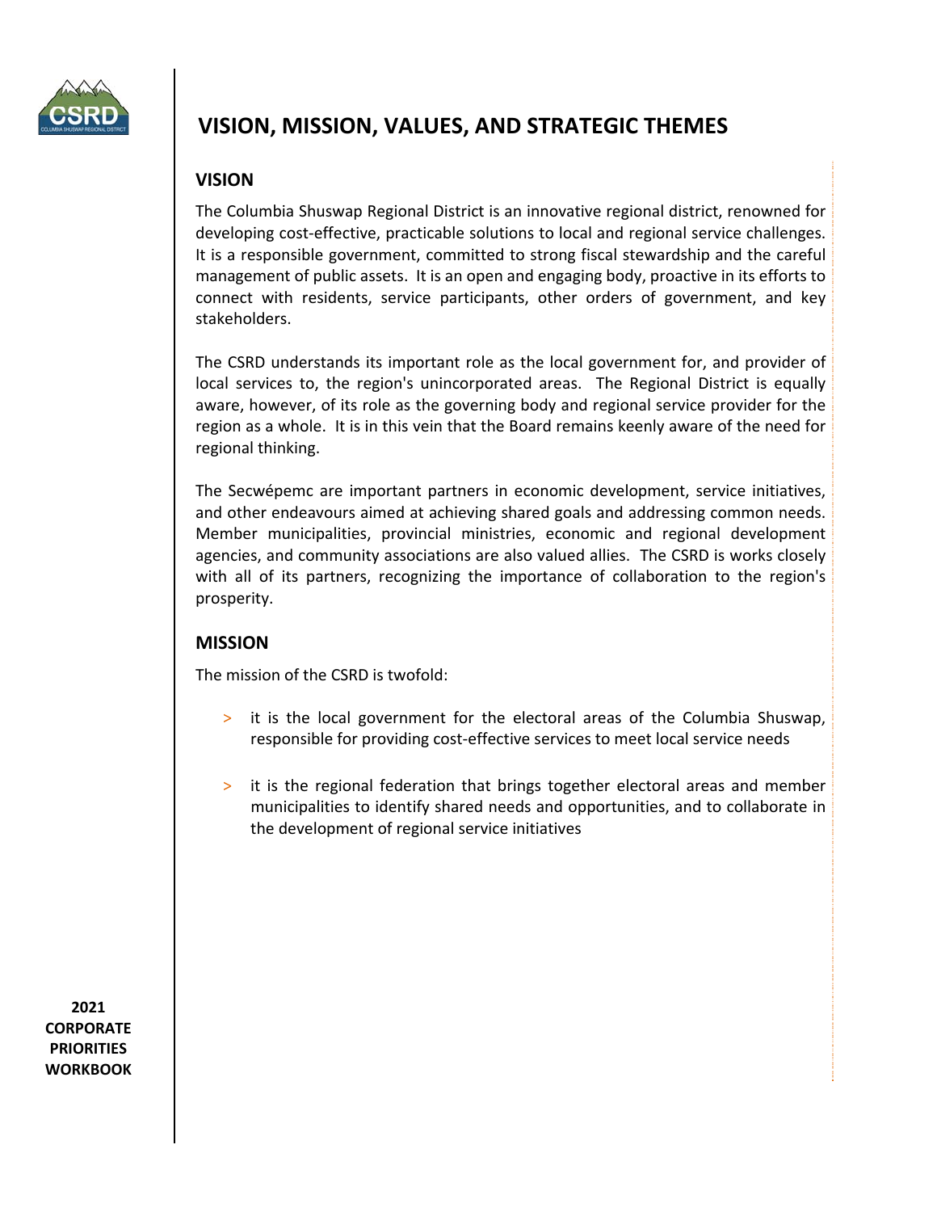# VISION, MISSION, VALUES, AND STRATEGIC THEMES

## VISION

The Columbia Shuswap Regional District is an innovative regional district, renowned for developing cost-effective, practicable solutions to local and regional service challenges. It is a responsible government, committed to strong fiscal stewardship and the careful management of public assets. It is an open and engaging body, proactive in its efforts to connect with residents, service participants, other orders of government, and key stakeholders.

The CSRD understands its important role as the local government for, and provider of local services to, the region's unincorporated areas. The Regional District is equally aware, however, of its role as the governing body and regional service provider for the region as a whole. It is in this vein that the Board remains keenly aware of the need for regional thinking.

The Secwépemc are important partners in economic development, service initiatives, and other endeavours aimed at achieving shared goals and addressing common needs. Member municipalities, provincial ministries, economic and regional development agencies, and community associations are also valued allies. The CSRD is works closely with all of its partners, recognizing the importance of collaboration to the region's prosperity.

## MISSION

The mission of the CSRD is twofold:

- it is the local government for the electoral areas of the Columbia Shuswap, responsible for providing cost-effective services to meet local service needs
- it is the regional federation that brings together electoral areas and member municipalities to identify shared needs and opportunities, and to collaborate in the development of regional service initiatives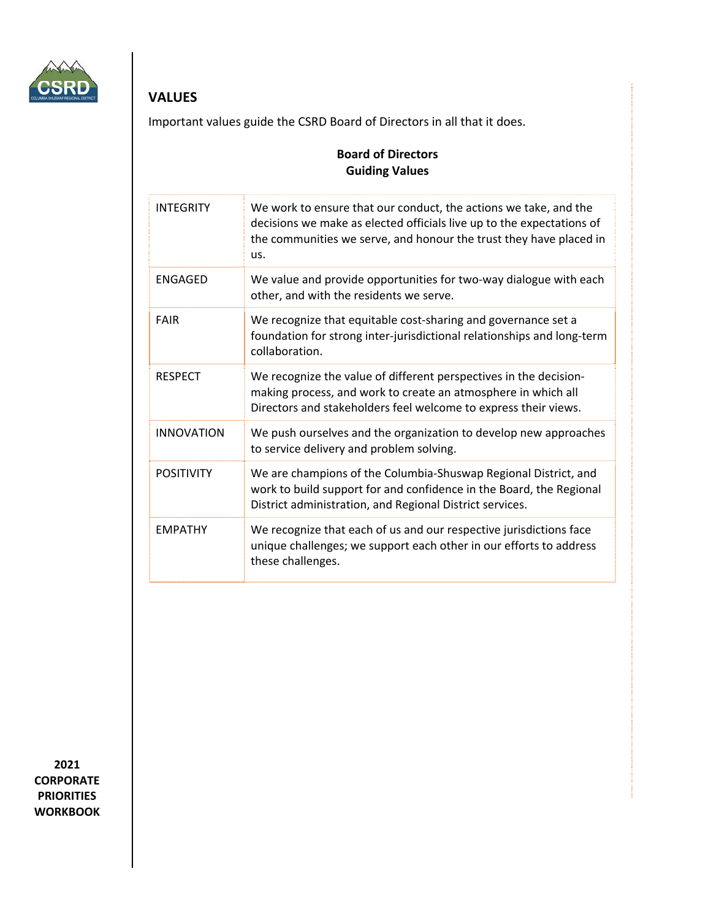## VALUES

Important values guide the CSRD Board of Directors in all that it does.

**Board of Directors**
**Guiding Values**

| | |
|---|---|
| INTEGRITY | We work to ensure that our conduct, the actions we take, and the decisions we make as elected officials live up to the expectations of the communities we serve, and honour the trust they have placed in us. |
| ENGAGED | We value and provide opportunities for two-way dialogue with each other, and with the residents we serve. |
| FAIR | We recognize that equitable cost-sharing and governance set a foundation for strong inter-jurisdictional relationships and long-term collaboration. |
| RESPECT | We recognize the value of different perspectives in the decision-making process, and work to create an atmosphere in which all Directors and stakeholders feel welcome to express their views. |
| INNOVATION | We push ourselves and the organization to develop new approaches to service delivery and problem solving. |
| POSITIVITY | We are champions of the Columbia-Shuswap Regional District, and work to build support for and confidence in the Board, the Regional District administration, and Regional District services. |
| EMPATHY | We recognize that each of us and our respective jurisdictions face unique challenges; we support each other in our efforts to address these challenges. |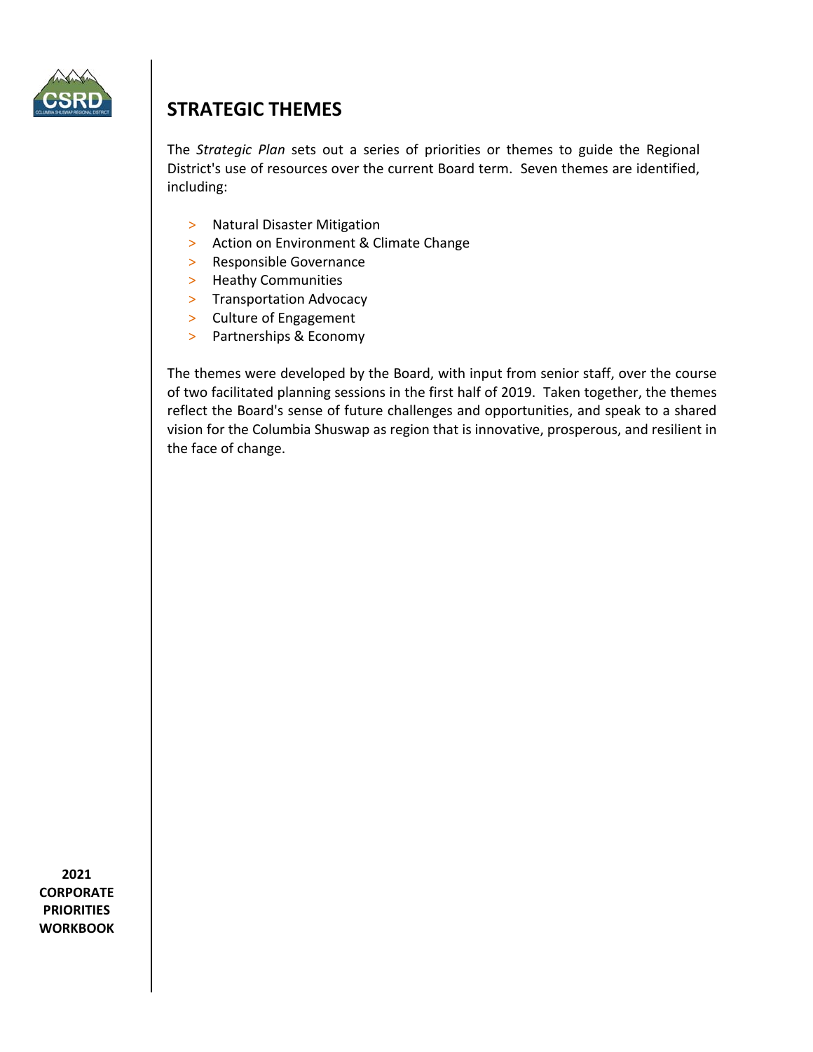## STRATEGIC THEMES

The *Strategic Plan* sets out a series of priorities or themes to guide the Regional District's use of resources over the current Board term. Seven themes are identified, including:

- Natural Disaster Mitigation
- Action on Environment & Climate Change
- Responsible Governance
- Heathy Communities
- Transportation Advocacy
- Culture of Engagement
- Partnerships & Economy

The themes were developed by the Board, with input from senior staff, over the course of two facilitated planning sessions in the first half of 2019. Taken together, the themes reflect the Board's sense of future challenges and opportunities, and speak to a shared vision for the Columbia Shuswap as region that is innovative, prosperous, and resilient in the face of change.